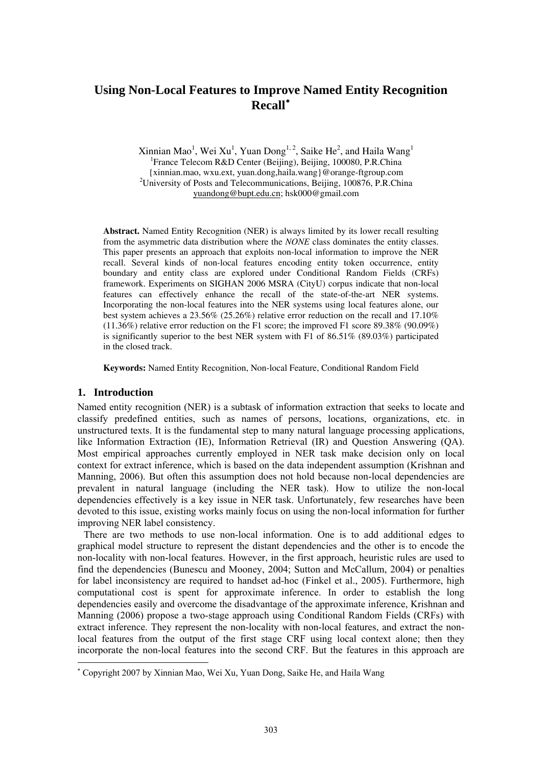# Using Non-Local Features to Improve Named Entity Recognition Recall[*]

Xinnian Mao[1], Wei Xu[1], Yuan Dong[1, 2], Saike He[2], and Haila Wang[1]

[1]France Telecom R&D Center (Beijing), Beijing, 100080, P.R.China

{xinnian.mao, wxu.ext, yuan.dong,haila.wang}@orange-ftgroup.com

[2]University of Posts and Telecommunications, Beijing, 100876, P.R.China

yuandong@bupt.edu.cn; hsk000@gmail.com

**Abstract.** Named Entity Recognition (NER) is always limited by its lower recall resulting from the asymmetric data distribution where the *NONE* class dominates the entity classes. This paper presents an approach that exploits non-local information to improve the NER recall. Several kinds of non-local features encoding entity token occurrence, entity boundary and entity class are explored under Conditional Random Fields (CRFs) framework. Experiments on SIGHAN 2006 MSRA (CityU) corpus indicate that non-local features can effectively enhance the recall of the state-of-the-art NER systems. Incorporating the non-local features into the NER systems using local features alone, our best system achieves a 23.56% (25.26%) relative error reduction on the recall and 17.10% (11.36%) relative error reduction on the F1 score; the improved F1 score 89.38% (90.09%) is significantly superior to the best NER system with F1 of 86.51% (89.03%) participated in the closed track.

**Keywords:** Named Entity Recognition, Non-local Feature, Conditional Random Field

## 1. Introduction

Named entity recognition (NER) is a subtask of information extraction that seeks to locate and classify predefined entities, such as names of persons, locations, organizations, etc. in unstructured texts. It is the fundamental step to many natural language processing applications, like Information Extraction (IE), Information Retrieval (IR) and Question Answering (QA). Most empirical approaches currently employed in NER task make decision only on local context for extract inference, which is based on the data independent assumption (Krishnan and Manning, 2006). But often this assumption does not hold because non-local dependencies are prevalent in natural language (including the NER task). How to utilize the non-local dependencies effectively is a key issue in NER task. Unfortunately, few researches have been devoted to this issue, existing works mainly focus on using the non-local information for further improving NER label consistency.

There are two methods to use non-local information. One is to add additional edges to graphical model structure to represent the distant dependencies and the other is to encode the non-locality with non-local features. However, in the first approach, heuristic rules are used to find the dependencies (Bunescu and Mooney, 2004; Sutton and McCallum, 2004) or penalties for label inconsistency are required to handset ad-hoc (Finkel et al., 2005). Furthermore, high computational cost is spent for approximate inference. In order to establish the long dependencies easily and overcome the disadvantage of the approximate inference, Krishnan and Manning (2006) propose a two-stage approach using Conditional Random Fields (CRFs) with extract inference. They represent the non-locality with non-local features, and extract the non-local features from the output of the first stage CRF using local context alone; then they incorporate the non-local features into the second CRF. But the features in this approach are

[*] Copyright 2007 by Xinnian Mao, Wei Xu, Yuan Dong, Saike He, and Haila Wang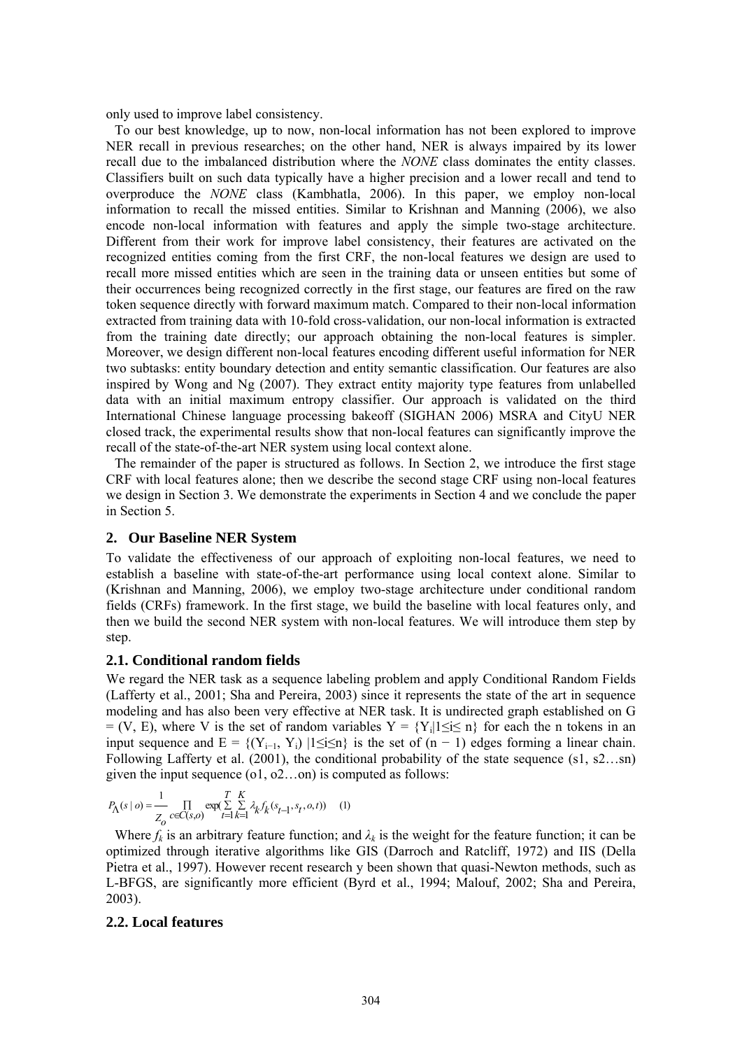only used to improve label consistency.

To our best knowledge, up to now, non-local information has not been explored to improve NER recall in previous researches; on the other hand, NER is always impaired by its lower recall due to the imbalanced distribution where the *NONE* class dominates the entity classes. Classifiers built on such data typically have a higher precision and a lower recall and tend to overproduce the *NONE* class (Kambhatla, 2006). In this paper, we employ non-local information to recall the missed entities. Similar to Krishnan and Manning (2006), we also encode non-local information with features and apply the simple two-stage architecture. Different from their work for improve label consistency, their features are activated on the recognized entities coming from the first CRF, the non-local features we design are used to recall more missed entities which are seen in the training data or unseen entities but some of their occurrences being recognized correctly in the first stage, our features are fired on the raw token sequence directly with forward maximum match. Compared to their non-local information extracted from training data with 10-fold cross-validation, our non-local information is extracted from the training date directly; our approach obtaining the non-local features is simpler. Moreover, we design different non-local features encoding different useful information for NER two subtasks: entity boundary detection and entity semantic classification. Our features are also inspired by Wong and Ng (2007). They extract entity majority type features from unlabelled data with an initial maximum entropy classifier. Our approach is validated on the third International Chinese language processing bakeoff (SIGHAN 2006) MSRA and CityU NER closed track, the experimental results show that non-local features can significantly improve the recall of the state-of-the-art NER system using local context alone.

The remainder of the paper is structured as follows. In Section 2, we introduce the first stage CRF with local features alone; then we describe the second stage CRF using non-local features we design in Section 3. We demonstrate the experiments in Section 4 and we conclude the paper in Section 5.

## 2. Our Baseline NER System

To validate the effectiveness of our approach of exploiting non-local features, we need to establish a baseline with state-of-the-art performance using local context alone. Similar to (Krishnan and Manning, 2006), we employ two-stage architecture under conditional random fields (CRFs) framework. In the first stage, we build the baseline with local features only, and then we build the second NER system with non-local features. We will introduce them step by step.

### 2.1. Conditional random fields

We regard the NER task as a sequence labeling problem and apply Conditional Random Fields (Lafferty et al., 2001; Sha and Pereira, 2003) since it represents the state of the art in sequence modeling and has also been very effective at NER task. It is undirected graph established on G = (V, E), where V is the set of random variables $Y = \{Y_i|1\leq i\leq n\}$ for each the n tokens in an input sequence and $E = \{(Y_{i-1}, Y_i) |1\leq i\leq n\}$ is the set of $(n - 1)$ edges forming a linear chain. Following Lafferty et al. (2001), the conditional probability of the state sequence (s1, s2…sn) given the input sequence (o1, o2…on) is computed as follows:

$$P_\Lambda(s \mid o) = \frac{1}{Z_o} \prod_{c \in C(s,o)} \exp\left(\sum_{t=1}^{T} \sum_{k=1}^{K} \lambda_k f_k(s_{t-1}, s_t, o, t)\right) \quad (1)$$

Where $f_k$ is an arbitrary feature function; and $\lambda_k$ is the weight for the feature function; it can be optimized through iterative algorithms like GIS (Darroch and Ratcliff, 1972) and IIS (Della Pietra et al., 1997). However recent research y been shown that quasi-Newton methods, such as L-BFGS, are significantly more efficient (Byrd et al., 1994; Malouf, 2002; Sha and Pereira, 2003).

### 2.2. Local features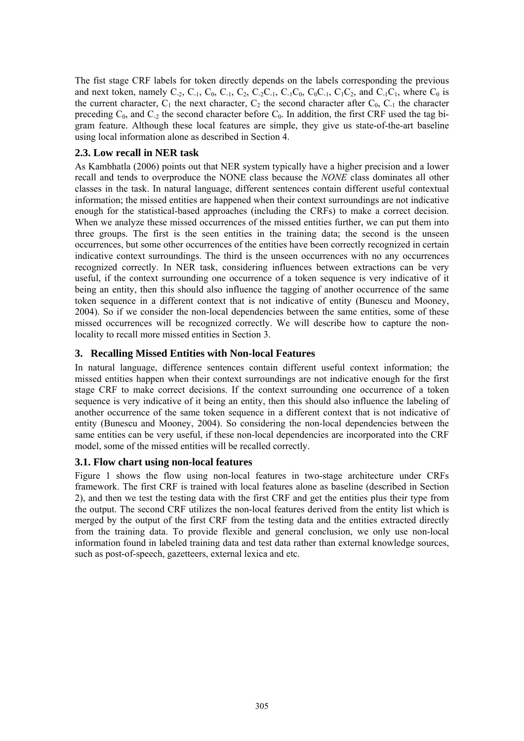The fist stage CRF labels for token directly depends on the labels corresponding the previous and next token, namely $C_{-2}$, $C_{-1}$, $C_0$, $C_{-1}$, $C_2$, $C_{-2}C_{-1}$, $C_{-1}C_0$, $C_0C_{-1}$, $C_1C_2$, and $C_{-1}C_1$, where $C_0$ is the current character, $C_1$ the next character, $C_2$ the second character after $C_0$, $C_{-1}$ the character preceding $C_0$, and $C_{-2}$ the second character before $C_0$. In addition, the first CRF used the tag bi-gram feature. Although these local features are simple, they give us state-of-the-art baseline using local information alone as described in Section 4.

### 2.3. Low recall in NER task

As Kambhatla (2006) points out that NER system typically have a higher precision and a lower recall and tends to overproduce the NONE class because the *NONE* class dominates all other classes in the task. In natural language, different sentences contain different useful contextual information; the missed entities are happened when their context surroundings are not indicative enough for the statistical-based approaches (including the CRFs) to make a correct decision. When we analyze these missed occurrences of the missed entities further, we can put them into three groups. The first is the seen entities in the training data; the second is the unseen occurrences, but some other occurrences of the entities have been correctly recognized in certain indicative context surroundings. The third is the unseen occurrences with no any occurrences recognized correctly. In NER task, considering influences between extractions can be very useful, if the context surrounding one occurrence of a token sequence is very indicative of it being an entity, then this should also influence the tagging of another occurrence of the same token sequence in a different context that is not indicative of entity (Bunescu and Mooney, 2004). So if we consider the non-local dependencies between the same entities, some of these missed occurrences will be recognized correctly. We will describe how to capture the non-locality to recall more missed entities in Section 3.

## 3. Recalling Missed Entities with Non-local Features

In natural language, difference sentences contain different useful context information; the missed entities happen when their context surroundings are not indicative enough for the first stage CRF to make correct decisions. If the context surrounding one occurrence of a token sequence is very indicative of it being an entity, then this should also influence the labeling of another occurrence of the same token sequence in a different context that is not indicative of entity (Bunescu and Mooney, 2004). So considering the non-local dependencies between the same entities can be very useful, if these non-local dependencies are incorporated into the CRF model, some of the missed entities will be recalled correctly.

### 3.1. Flow chart using non-local features

Figure 1 shows the flow using non-local features in two-stage architecture under CRFs framework. The first CRF is trained with local features alone as baseline (described in Section 2), and then we test the testing data with the first CRF and get the entities plus their type from the output. The second CRF utilizes the non-local features derived from the entity list which is merged by the output of the first CRF from the testing data and the entities extracted directly from the training data. To provide flexible and general conclusion, we only use non-local information found in labeled training data and test data rather than external knowledge sources, such as post-of-speech, gazetteers, external lexica and etc.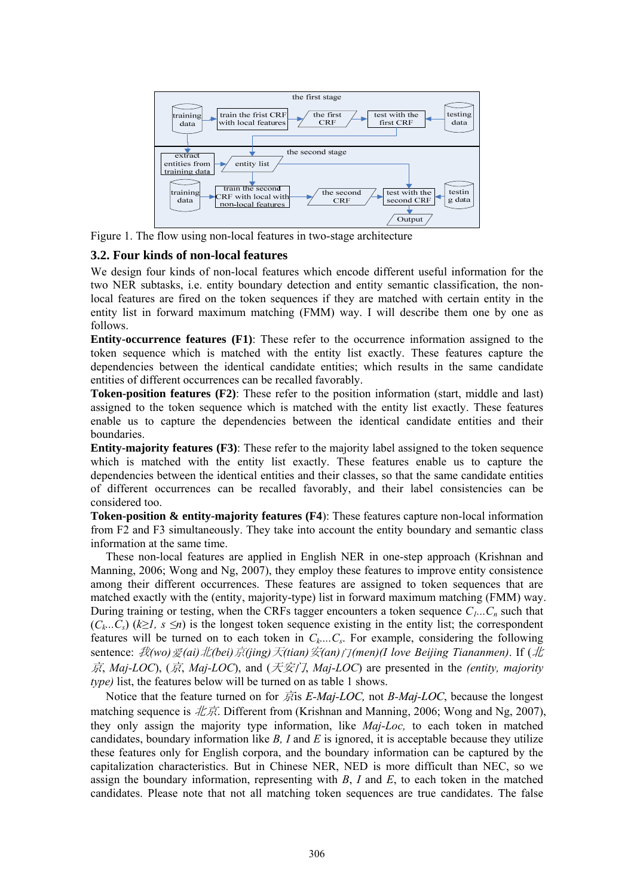Figure 1. The flow using non-local features in two-stage architecture

### 3.2. Four kinds of non-local features

We design four kinds of non-local features which encode different useful information for the two NER subtasks, i.e. entity boundary detection and entity semantic classification, the non-local features are fired on the token sequences if they are matched with certain entity in the entity list in forward maximum matching (FMM) way. I will describe them one by one as follows.

**Entity-occurrence features (F1)**: These refer to the occurrence information assigned to the token sequence which is matched with the entity list exactly. These features capture the dependencies between the identical candidate entities; which results in the same candidate entities of different occurrences can be recalled favorably.

**Token-position features (F2)**: These refer to the position information (start, middle and last) assigned to the token sequence which is matched with the entity list exactly. These features enable us to capture the dependencies between the identical candidate entities and their boundaries.

**Entity-majority features (F3)**: These refer to the majority label assigned to the token sequence which is matched with the entity list exactly. These features enable us to capture the dependencies between the identical entities and their classes, so that the same candidate entities of different occurrences can be recalled favorably, and their label consistencies can be considered too.

**Token-position & entity-majority features (F4)**: These features capture non-local information from F2 and F3 simultaneously. They take into account the entity boundary and semantic class information at the same time.

These non-local features are applied in English NER in one-step approach (Krishnan and Manning, 2006; Wong and Ng, 2007), they employ these features to improve entity consistence among their different occurrences. These features are assigned to token sequences that are matched exactly with the (entity, majority-type) list in forward maximum matching (FMM) way. During training or testing, when the CRFs tagger encounters a token sequence $C_1...C_n$ such that ($C_k...C_s$) ($k \geq 1$, $s \leq n$) is the longest token sequence existing in the entity list; the correspondent features will be turned on to each token in $C_k....C_s$. For example, considering the following sentence: *我(wo)爱(ai)北(bei)京(jing)天(tian)安(an)门(men)(I love Beijing Tiananmen)*. If (*北京*, *Maj-LOC*), (*京*, *Maj-LOC*), and (*天安门*, *Maj-LOC*) are presented in the *(entity, majority type)* list, the features below will be turned on as table 1 shows.

Notice that the feature turned on for *京*is *E-Maj-LOC,* not *B-Maj-LOC*, because the longest matching sequence is *北京*. Different from (Krishnan and Manning, 2006; Wong and Ng, 2007), they only assign the majority type information, like *Maj-Loc,* to each token in matched candidates, boundary information like *B, I* and *E* is ignored, it is acceptable because they utilize these features only for English corpora, and the boundary information can be captured by the capitalization characteristics. But in Chinese NER, NED is more difficult than NEC, so we assign the boundary information, representing with *B*, *I* and *E*, to each token in the matched candidates. Please note that not all matching token sequences are true candidates. The false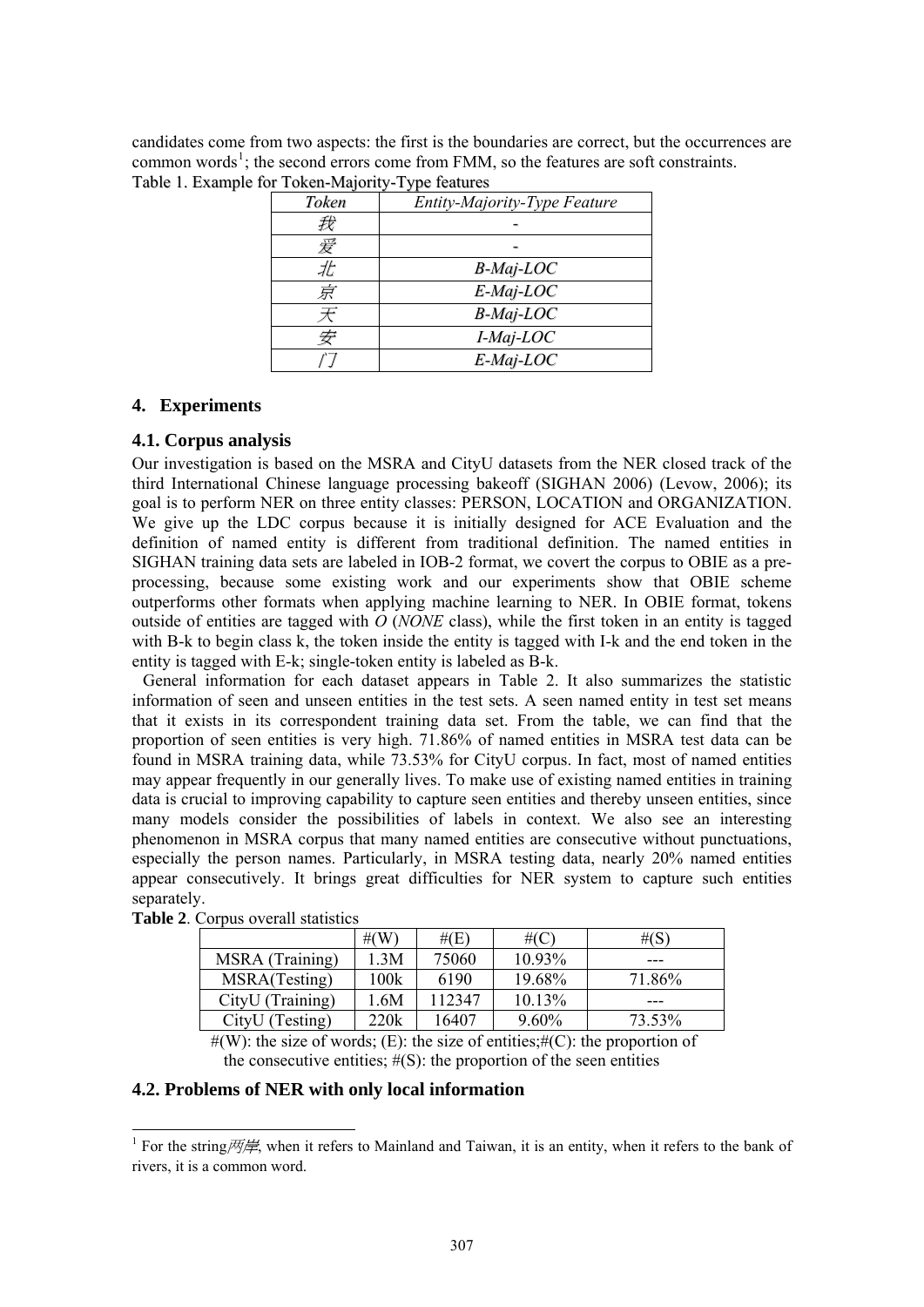candidates come from two aspects: the first is the boundaries are correct, but the occurrences are common words[1]; the second errors come from FMM, so the features are soft constraints.

Table 1. Example for Token-Majority-Type features

| *Token* | *Entity-Majority-Type Feature* |
|---|---|
| *我* | - |
| *爱* | - |
| *北* | *B-Maj-LOC* |
| *京* | *E-Maj-LOC* |
| *天* | *B-Maj-LOC* |
| *安* | *I-Maj-LOC* |
| *门* | *E-Maj-LOC* |

## 4. Experiments

### 4.1. Corpus analysis

Our investigation is based on the MSRA and CityU datasets from the NER closed track of the third International Chinese language processing bakeoff (SIGHAN 2006) (Levow, 2006); its goal is to perform NER on three entity classes: PERSON, LOCATION and ORGANIZATION. We give up the LDC corpus because it is initially designed for ACE Evaluation and the definition of named entity is different from traditional definition. The named entities in SIGHAN training data sets are labeled in IOB-2 format, we covert the corpus to OBIE as a pre-processing, because some existing work and our experiments show that OBIE scheme outperforms other formats when applying machine learning to NER. In OBIE format, tokens outside of entities are tagged with *O* (*NONE* class), while the first token in an entity is tagged with B-k to begin class k, the token inside the entity is tagged with I-k and the end token in the entity is tagged with E-k; single-token entity is labeled as B-k.

General information for each dataset appears in Table 2. It also summarizes the statistic information of seen and unseen entities in the test sets. A seen named entity in test set means that it exists in its correspondent training data set. From the table, we can find that the proportion of seen entities is very high. 71.86% of named entities in MSRA test data can be found in MSRA training data, while 73.53% for CityU corpus. In fact, most of named entities may appear frequently in our generally lives. To make use of existing named entities in training data is crucial to improving capability to capture seen entities and thereby unseen entities, since many models consider the possibilities of labels in context. We also see an interesting phenomenon in MSRA corpus that many named entities are consecutive without punctuations, especially the person names. Particularly, in MSRA testing data, nearly 20% named entities appear consecutively. It brings great difficulties for NER system to capture such entities separately.

**Table 2**. Corpus overall statistics

| | #(W) | #(E) | #(C) | #(S) |
|---|---|---|---|---|
| MSRA (Training) | 1.3M | 75060 | 10.93% | --- |
| MSRA(Testing) | 100k | 6190 | 19.68% | 71.86% |
| CityU (Training) | 1.6M | 112347 | 10.13% | --- |
| CityU (Testing) | 220k | 16407 | 9.60% | 73.53% |

#(W): the size of words; (E): the size of entities;#(C): the proportion of the consecutive entities; #(S): the proportion of the seen entities

### 4.2. Problems of NER with only local information

[1] For the string*两岸*, when it refers to Mainland and Taiwan, it is an entity, when it refers to the bank of rivers, it is a common word.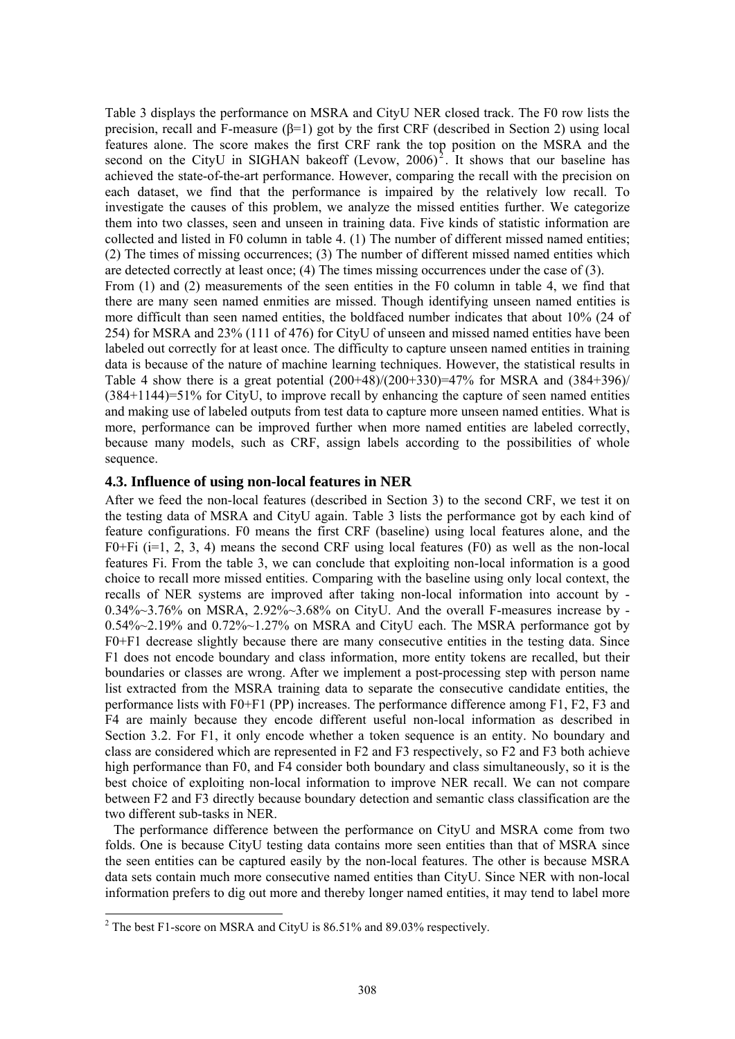Table 3 displays the performance on MSRA and CityU NER closed track. The F0 row lists the precision, recall and F-measure (β=1) got by the first CRF (described in Section 2) using local features alone. The score makes the first CRF rank the top position on the MSRA and the second on the CityU in SIGHAN bakeoff (Levow, 2006)[2]. It shows that our baseline has achieved the state-of-the-art performance. However, comparing the recall with the precision on each dataset, we find that the performance is impaired by the relatively low recall. To investigate the causes of this problem, we analyze the missed entities further. We categorize them into two classes, seen and unseen in training data. Five kinds of statistic information are collected and listed in F0 column in table 4. (1) The number of different missed named entities; (2) The times of missing occurrences; (3) The number of different missed named entities which are detected correctly at least once; (4) The times missing occurrences under the case of (3).

From (1) and (2) measurements of the seen entities in the F0 column in table 4, we find that there are many seen named enmities are missed. Though identifying unseen named entities is more difficult than seen named entities, the boldfaced number indicates that about 10% (24 of 254) for MSRA and 23% (111 of 476) for CityU of unseen and missed named entities have been labeled out correctly for at least once. The difficulty to capture unseen named entities in training data is because of the nature of machine learning techniques. However, the statistical results in Table 4 show there is a great potential (200+48)/(200+330)=47% for MSRA and (384+396)/(384+1144)=51% for CityU, to improve recall by enhancing the capture of seen named entities and making use of labeled outputs from test data to capture more unseen named entities. What is more, performance can be improved further when more named entities are labeled correctly, because many models, such as CRF, assign labels according to the possibilities of whole sequence.

### 4.3. Influence of using non-local features in NER

After we feed the non-local features (described in Section 3) to the second CRF, we test it on the testing data of MSRA and CityU again. Table 3 lists the performance got by each kind of feature configurations. F0 means the first CRF (baseline) using local features alone, and the F0+Fi (i=1, 2, 3, 4) means the second CRF using local features (F0) as well as the non-local features Fi. From the table 3, we can conclude that exploiting non-local information is a good choice to recall more missed entities. Comparing with the baseline using only local context, the recalls of NER systems are improved after taking non-local information into account by -0.34%~3.76% on MSRA, 2.92%~3.68% on CityU. And the overall F-measures increase by -0.54%~2.19% and 0.72%~1.27% on MSRA and CityU each. The MSRA performance got by F0+F1 decrease slightly because there are many consecutive entities in the testing data. Since F1 does not encode boundary and class information, more entity tokens are recalled, but their boundaries or classes are wrong. After we implement a post-processing step with person name list extracted from the MSRA training data to separate the consecutive candidate entities, the performance lists with F0+F1 (PP) increases. The performance difference among F1, F2, F3 and F4 are mainly because they encode different useful non-local information as described in Section 3.2. For F1, it only encode whether a token sequence is an entity. No boundary and class are considered which are represented in F2 and F3 respectively, so F2 and F3 both achieve high performance than F0, and F4 consider both boundary and class simultaneously, so it is the best choice of exploiting non-local information to improve NER recall. We can not compare between F2 and F3 directly because boundary detection and semantic class classification are the two different sub-tasks in NER.

The performance difference between the performance on CityU and MSRA come from two folds. One is because CityU testing data contains more seen entities than that of MSRA since the seen entities can be captured easily by the non-local features. The other is because MSRA data sets contain much more consecutive named entities than CityU. Since NER with non-local information prefers to dig out more and thereby longer named entities, it may tend to label more

[2] The best F1-score on MSRA and CityU is 86.51% and 89.03% respectively.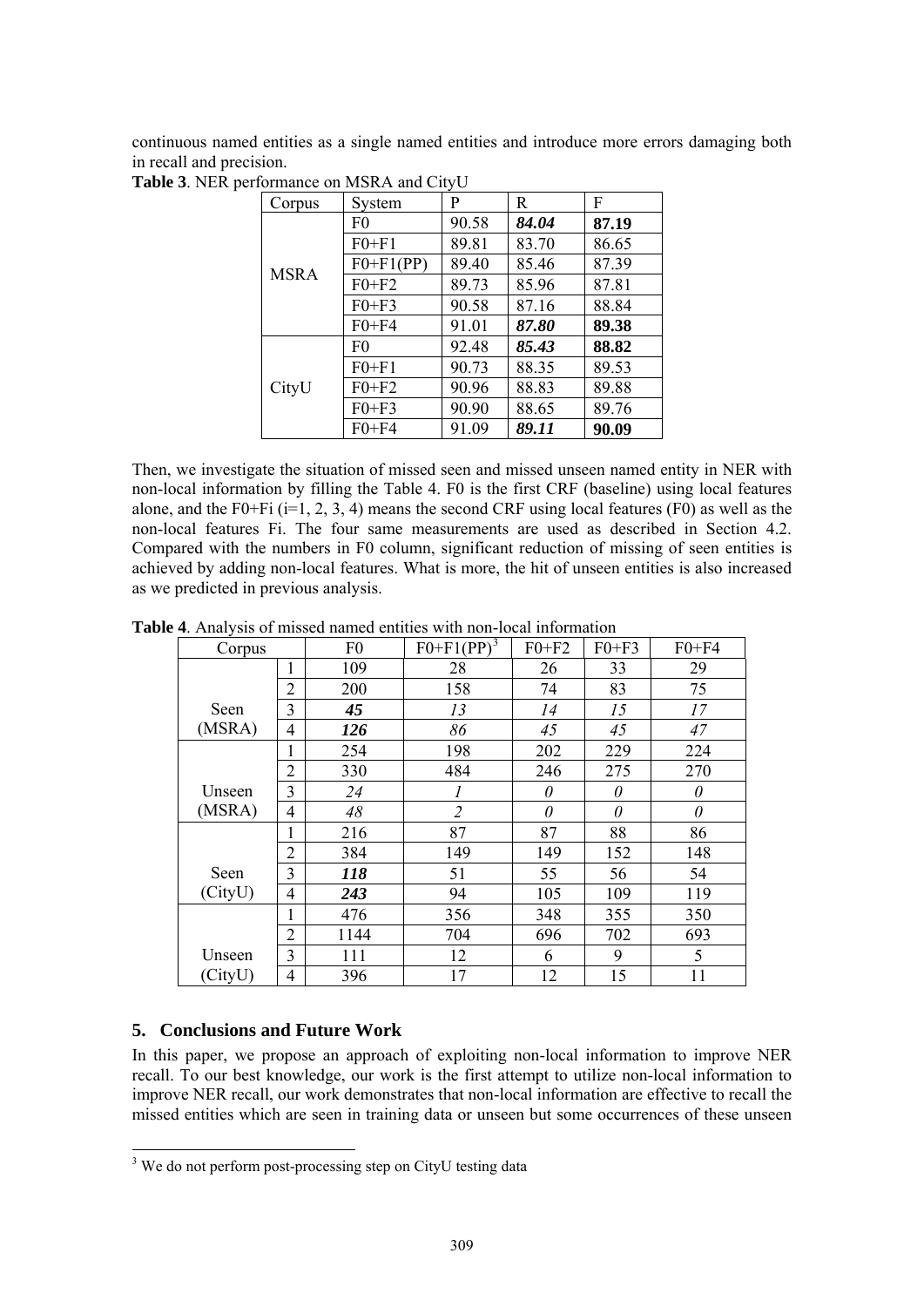continuous named entities as a single named entities and introduce more errors damaging both in recall and precision.

**Table 3**. NER performance on MSRA and CityU

| Corpus | System | P | R | F |
|---|---|---|---|---|
| MSRA | F0 | 90.58 | ***84.04*** | **87.19** |
| | F0+F1 | 89.81 | 83.70 | 86.65 |
| | F0+F1(PP) | 89.40 | 85.46 | 87.39 |
| | F0+F2 | 89.73 | 85.96 | 87.81 |
| | F0+F3 | 90.58 | 87.16 | 88.84 |
| | F0+F4 | 91.01 | ***87.80*** | **89.38** |
| CityU | F0 | 92.48 | ***85.43*** | **88.82** |
| | F0+F1 | 90.73 | 88.35 | 89.53 |
| | F0+F2 | 90.96 | 88.83 | 89.88 |
| | F0+F3 | 90.90 | 88.65 | 89.76 |
| | F0+F4 | 91.09 | ***89.11*** | **90.09** |

Then, we investigate the situation of missed seen and missed unseen named entity in NER with non-local information by filling the Table 4. F0 is the first CRF (baseline) using local features alone, and the F0+Fi (i=1, 2, 3, 4) means the second CRF using local features (F0) as well as the non-local features Fi. The four same measurements are used as described in Section 4.2. Compared with the numbers in F0 column, significant reduction of missing of seen entities is achieved by adding non-local features. What is more, the hit of unseen entities is also increased as we predicted in previous analysis.

**Table 4**. Analysis of missed named entities with non-local information

| Corpus | | F0 | F0+F1(PP)[3] | F0+F2 | F0+F3 | F0+F4 |
|---|---|---|---|---|---|---|
| Seen (MSRA) | 1 | 109 | 28 | 26 | 33 | 29 |
| | 2 | 200 | 158 | 74 | 83 | 75 |
| | 3 | ***45*** | *13* | *14* | *15* | *17* |
| | 4 | ***126*** | *86* | *45* | *45* | *47* |
| Unseen (MSRA) | 1 | 254 | 198 | 202 | 229 | 224 |
| | 2 | 330 | 484 | 246 | 275 | 270 |
| | 3 | *24* | *1* | *0* | *0* | *0* |
| | 4 | *48* | *2* | *0* | *0* | *0* |
| Seen (CityU) | 1 | 216 | 87 | 87 | 88 | 86 |
| | 2 | 384 | 149 | 149 | 152 | 148 |
| | 3 | ***118*** | 51 | 55 | 56 | 54 |
| | 4 | ***243*** | 94 | 105 | 109 | 119 |
| Unseen (CityU) | 1 | 476 | 356 | 348 | 355 | 350 |
| | 2 | 1144 | 704 | 696 | 702 | 693 |
| | 3 | 111 | 12 | 6 | 9 | 5 |
| | 4 | 396 | 17 | 12 | 15 | 11 |

## 5. Conclusions and Future Work

In this paper, we propose an approach of exploiting non-local information to improve NER recall. To our best knowledge, our work is the first attempt to utilize non-local information to improve NER recall, our work demonstrates that non-local information are effective to recall the missed entities which are seen in training data or unseen but some occurrences of these unseen

[3] We do not perform post-processing step on CityU testing data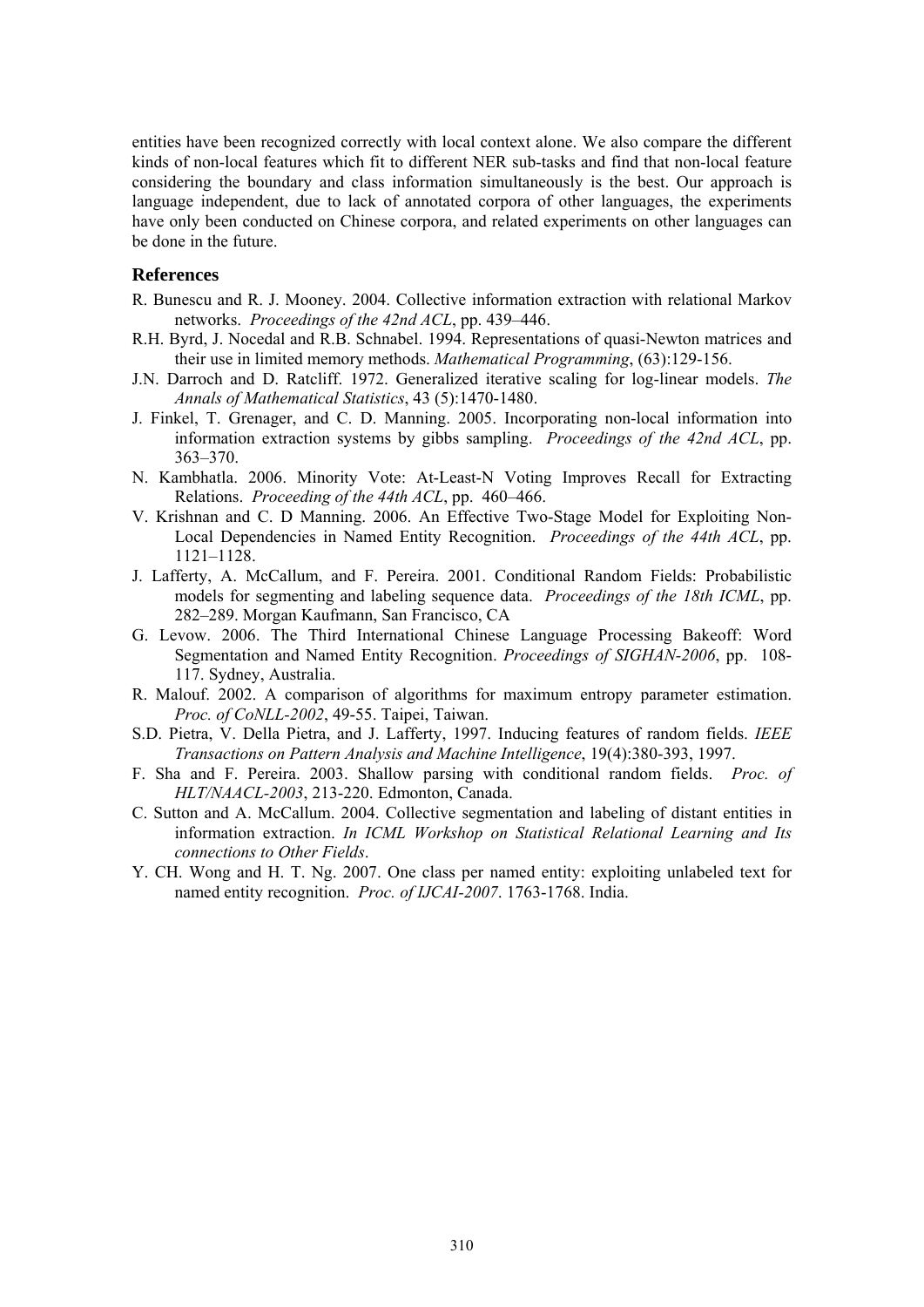entities have been recognized correctly with local context alone. We also compare the different kinds of non-local features which fit to different NER sub-tasks and find that non-local feature considering the boundary and class information simultaneously is the best. Our approach is language independent, due to lack of annotated corpora of other languages, the experiments have only been conducted on Chinese corpora, and related experiments on other languages can be done in the future.

## References

R. Bunescu and R. J. Mooney. 2004. Collective information extraction with relational Markov networks. *Proceedings of the 42nd ACL*, pp. 439–446.

R.H. Byrd, J. Nocedal and R.B. Schnabel. 1994. Representations of quasi-Newton matrices and their use in limited memory methods. *Mathematical Programming*, (63):129-156.

J.N. Darroch and D. Ratcliff. 1972. Generalized iterative scaling for log-linear models. *The Annals of Mathematical Statistics*, 43 (5):1470-1480.

J. Finkel, T. Grenager, and C. D. Manning. 2005. Incorporating non-local information into information extraction systems by gibbs sampling. *Proceedings of the 42nd ACL*, pp. 363–370.

N. Kambhatla. 2006. Minority Vote: At-Least-N Voting Improves Recall for Extracting Relations. *Proceeding of the 44th ACL*, pp. 460–466.

V. Krishnan and C. D Manning. 2006. An Effective Two-Stage Model for Exploiting Non-Local Dependencies in Named Entity Recognition. *Proceedings of the 44th ACL*, pp. 1121–1128.

J. Lafferty, A. McCallum, and F. Pereira. 2001. Conditional Random Fields: Probabilistic models for segmenting and labeling sequence data. *Proceedings of the 18th ICML*, pp. 282–289. Morgan Kaufmann, San Francisco, CA

G. Levow. 2006. The Third International Chinese Language Processing Bakeoff: Word Segmentation and Named Entity Recognition. *Proceedings of SIGHAN-2006*, pp. 108-117. Sydney, Australia.

R. Malouf. 2002. A comparison of algorithms for maximum entropy parameter estimation. *Proc. of CoNLL-2002*, 49-55. Taipei, Taiwan.

S.D. Pietra, V. Della Pietra, and J. Lafferty, 1997. Inducing features of random fields. *IEEE Transactions on Pattern Analysis and Machine Intelligence*, 19(4):380-393, 1997.

F. Sha and F. Pereira. 2003. Shallow parsing with conditional random fields. *Proc. of HLT/NAACL-2003*, 213-220. Edmonton, Canada.

C. Sutton and A. McCallum. 2004. Collective segmentation and labeling of distant entities in information extraction. *In ICML Workshop on Statistical Relational Learning and Its connections to Other Fields*.

Y. CH. Wong and H. T. Ng. 2007. One class per named entity: exploiting unlabeled text for named entity recognition. *Proc. of IJCAI-2007*. 1763-1768. India.